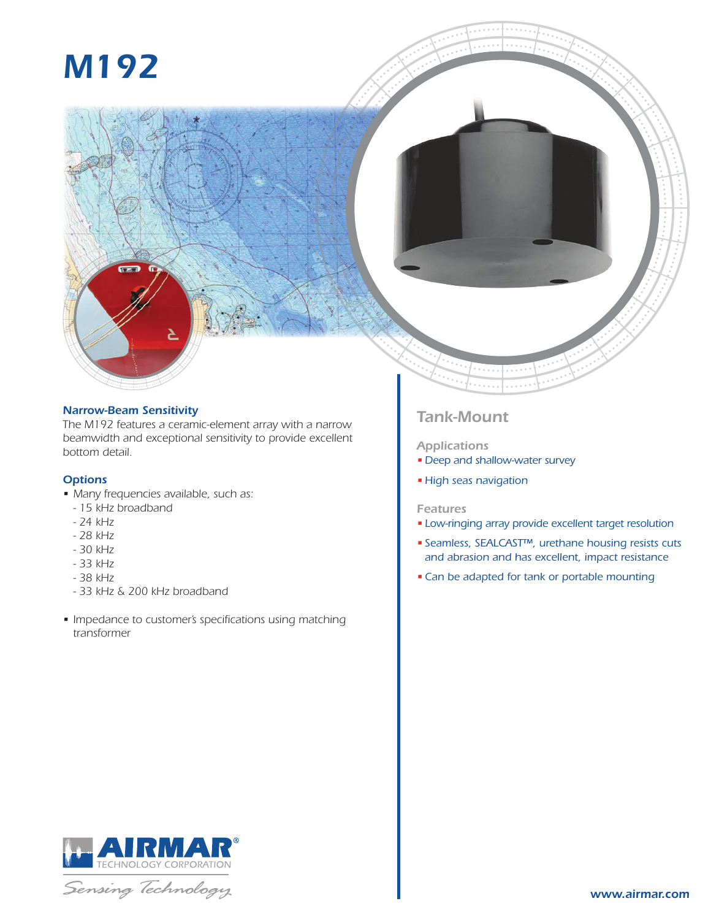# M192

### *Narrow-Beam Sensitivity*

The M192 features a ceramic-element array with a narrow beamwidth and exceptional sensitivity to provide excellent bottom detail.

### Options

- Many frequencies available, such as:
  - 15 kHz broadband
  - 24 kHz
  - 28 kHz
  - 30 kHz
  - 33 kHz
  - 38 kHz
  - 33 kHz & 200 kHz broadband
- Impedance to customer's specifications using matching transformer

## Tank-Mount

### Applications

- Deep and shallow-water survey
- High seas navigation

### Features

- Low-ringing array provide excellent target resolution
- Seamless, SEALCAST™, urethane housing resists cuts and abrasion and has excellent, impact resistance
- Can be adapted for tank or portable mounting

AIRMAR® TECHNOLOGY CORPORATION

Sensing Technology

www.airmar.com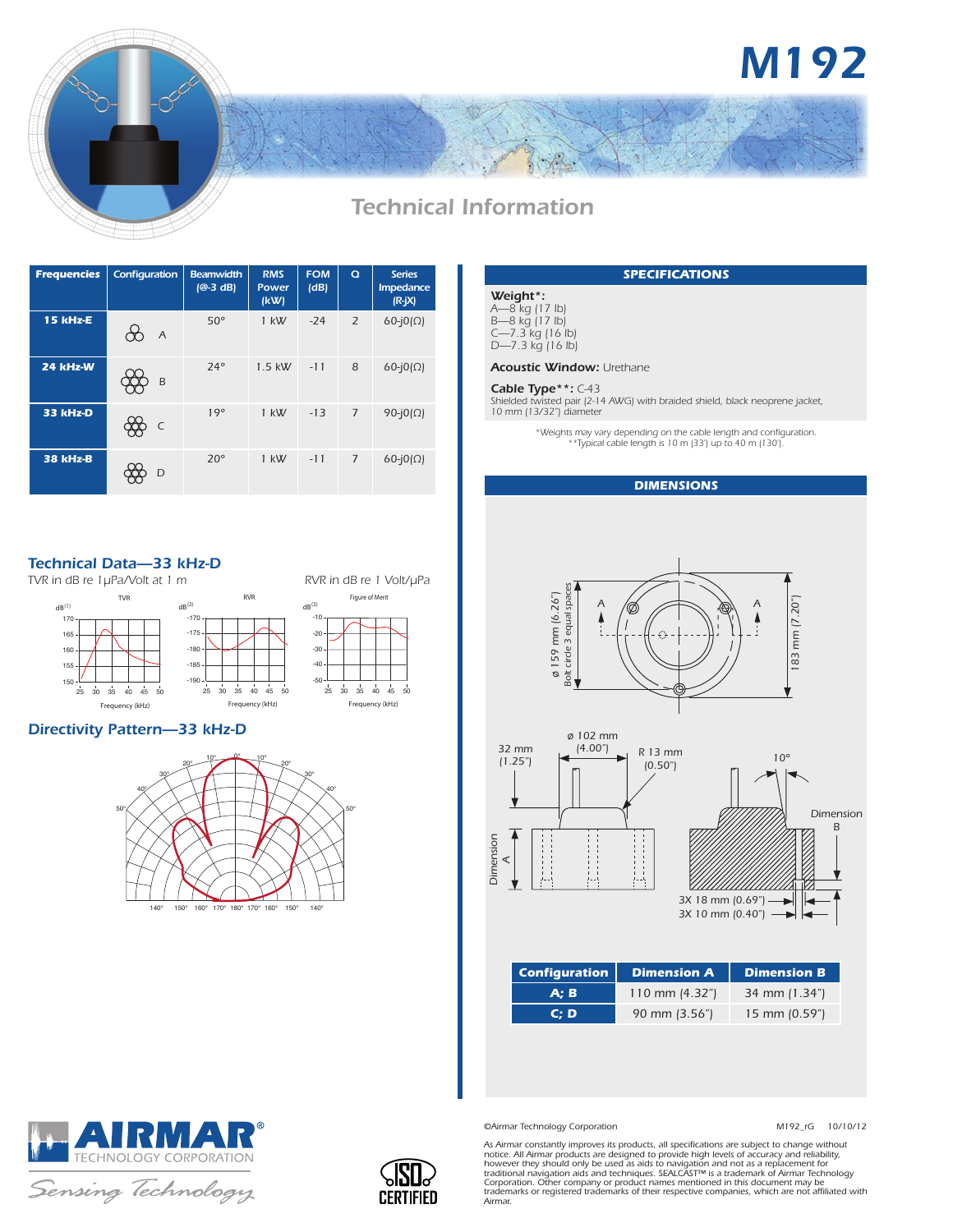# M192

## Technical Information

| Frequencies | Configuration | Beamwidth (@-3 dB) | RMS Power (kW) | FOM (dB) | Q | Series Impedance (R-jX) |
|---|---|---|---|---|---|---|
| 15 kHz-E | A | 50° | 1 kW | -24 | 2 | 60-j0(Ω) |
| 24 kHz-W | B | 24° | 1.5 kW | -11 | 8 | 60-j0(Ω) |
| 33 kHz-D | C | 19° | 1 kW | -13 | 7 | 90-j0(Ω) |
| 38 kHz-B | D | 20° | 1 kW | -11 | 7 | 60-j0(Ω) |

### Technical Data—33 kHz-D

TVR in dB re 1µPa/Volt at 1 m

RVR in dB re 1 Volt/µPa

TVR
dB[1]
170
165
160
155
150
25 30 35 40 45 50
Frequency (kHz)

RVR
dB[2]
-170
-175
-180
-185
-190
25 30 35 40 45 50
Frequency (kHz)

Figure of Merit
dB[3]
-10
-20
-30
-40
-50
25 30 35 40 45 50
Frequency (kHz)

### Directivity Pattern—33 kHz-D

0° 10° 20° 30° 40° 50°
140° 150° 160° 170° 180° 170° 160° 150° 140°

## SPECIFICATIONS

**Weight\*:**
A—8 kg (17 lb)
B—8 kg (17 lb)
C—7.3 kg (16 lb)
D—7.3 kg (16 lb)

**Acoustic Window:** Urethane

**Cable Type\*\*:** C-43
Shielded twisted pair (2-14 AWG) with braided shield, black neoprene jacket, 10 mm (13/32") diameter

\*Weights may vary depending on the cable length and configuration.
\*\*Typical cable length is 10 m (33') up to 40 m (130').

## DIMENSIONS

ø 159 mm (6.26")
Bolt circle 3 equal spaces
183 mm (7.20")
A A
32 mm (1.25")
ø 102 mm (4.00")
R 13 mm (0.50")
10°
Dimension A
Dimension B
3X 18 mm (0.69")
3X 10 mm (0.40")

| Configuration | Dimension A | Dimension B |
|---|---|---|
| A; B | 110 mm (4.32") | 34 mm (1.34") |
| C; D | 90 mm (3.56") | 15 mm (0.59") |

AIRMAR® TECHNOLOGY CORPORATION
Sensing Technology

ISO CERTIFIED

©Airmar Technology Corporation M192_rG 10/10/12

As Airmar constantly improves its products, all specifications are subject to change without notice. All Airmar products are designed to provide high levels of accuracy and reliability, however they should only be used as aids to navigation and not as a replacement for traditional navigation aids and techniques. SEALCAST™ is a trademark of Airmar Technology Corporation. Other company or product names mentioned in this document may be trademarks or registered trademarks of their respective companies, which are not affiliated with Airmar.